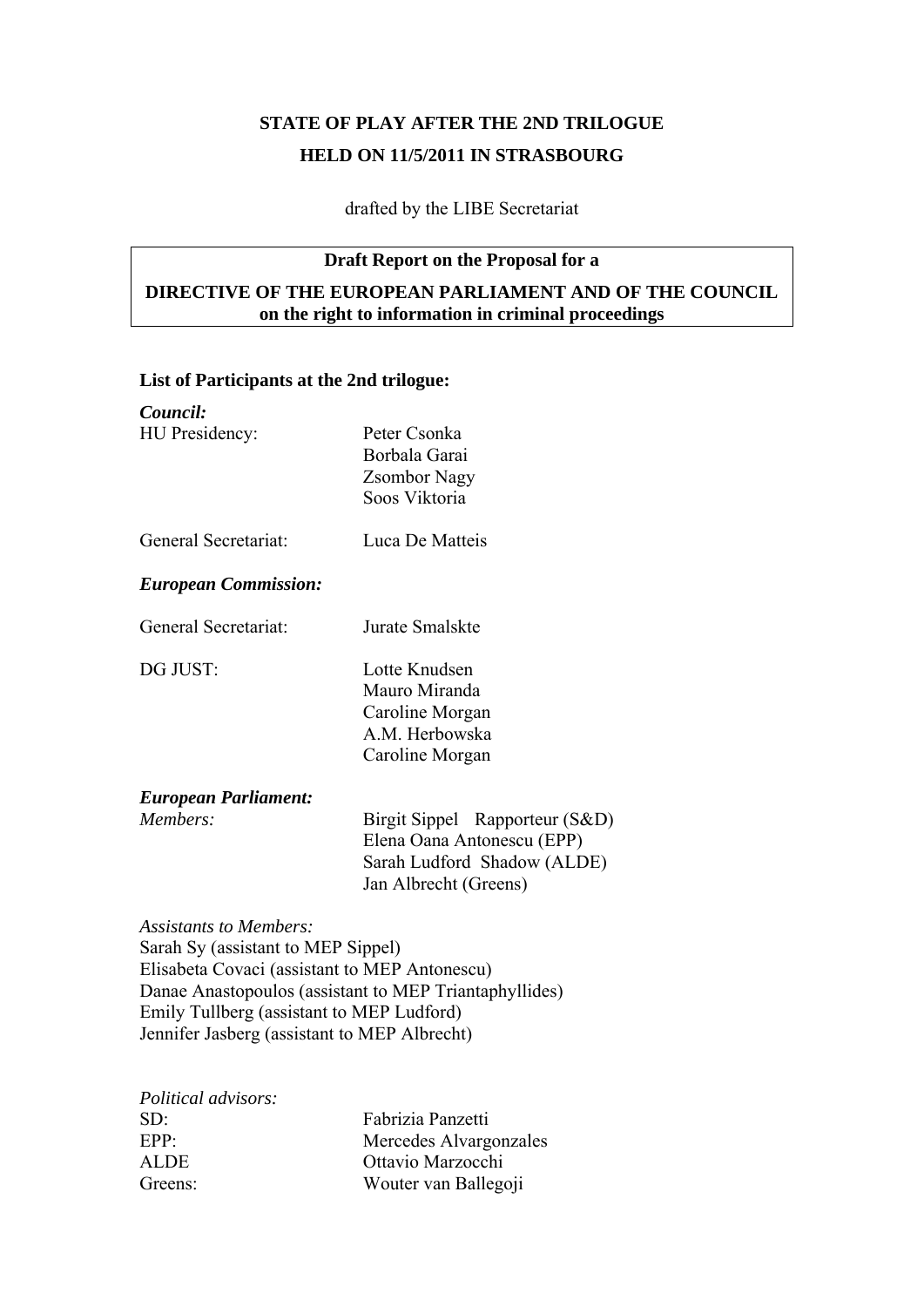# STATE OF PLAY AFTER THE 2ND TRILOGUE

# HELD ON 11/5/2011 IN STRASBOURG

drafted by the LIBE Secretariat

**Draft Report on the Proposal for a**

**DIRECTIVE OF THE EUROPEAN PARLIAMENT AND OF THE COUNCIL on the right to information in criminal proceedings**

**List of Participants at the 2nd trilogue:**

***Council:***

| | |
|---|---|
| HU Presidency: | Peter Csonka<br>Borbala Garai<br>Zsombor Nagy<br>Soos Viktoria |
| General Secretariat: | Luca De Matteis |

***European Commission:***

| | |
|---|---|
| General Secretariat: | Jurate Smalskte |
| DG JUST: | Lotte Knudsen<br>Mauro Miranda<br>Caroline Morgan<br>A.M. Herbowska<br>Caroline Morgan |

***European Parliament:***

| | |
|---|---|
| *Members:* | Birgit Sippel Rapporteur (S&D)<br>Elena Oana Antonescu (EPP)<br>Sarah Ludford Shadow (ALDE)<br>Jan Albrecht (Greens) |

*Assistants to Members:*

Sarah Sy (assistant to MEP Sippel)
Elisabeta Covaci (assistant to MEP Antonescu)
Danae Anastopoulos (assistant to MEP Triantaphyllides)
Emily Tullberg (assistant to MEP Ludford)
Jennifer Jasberg (assistant to MEP Albrecht)

*Political advisors:*

| | |
|---|---|
| SD: | Fabrizia Panzetti |
| EPP: | Mercedes Alvargonzales |
| ALDE | Ottavio Marzocchi |
| Greens: | Wouter van Ballegoji |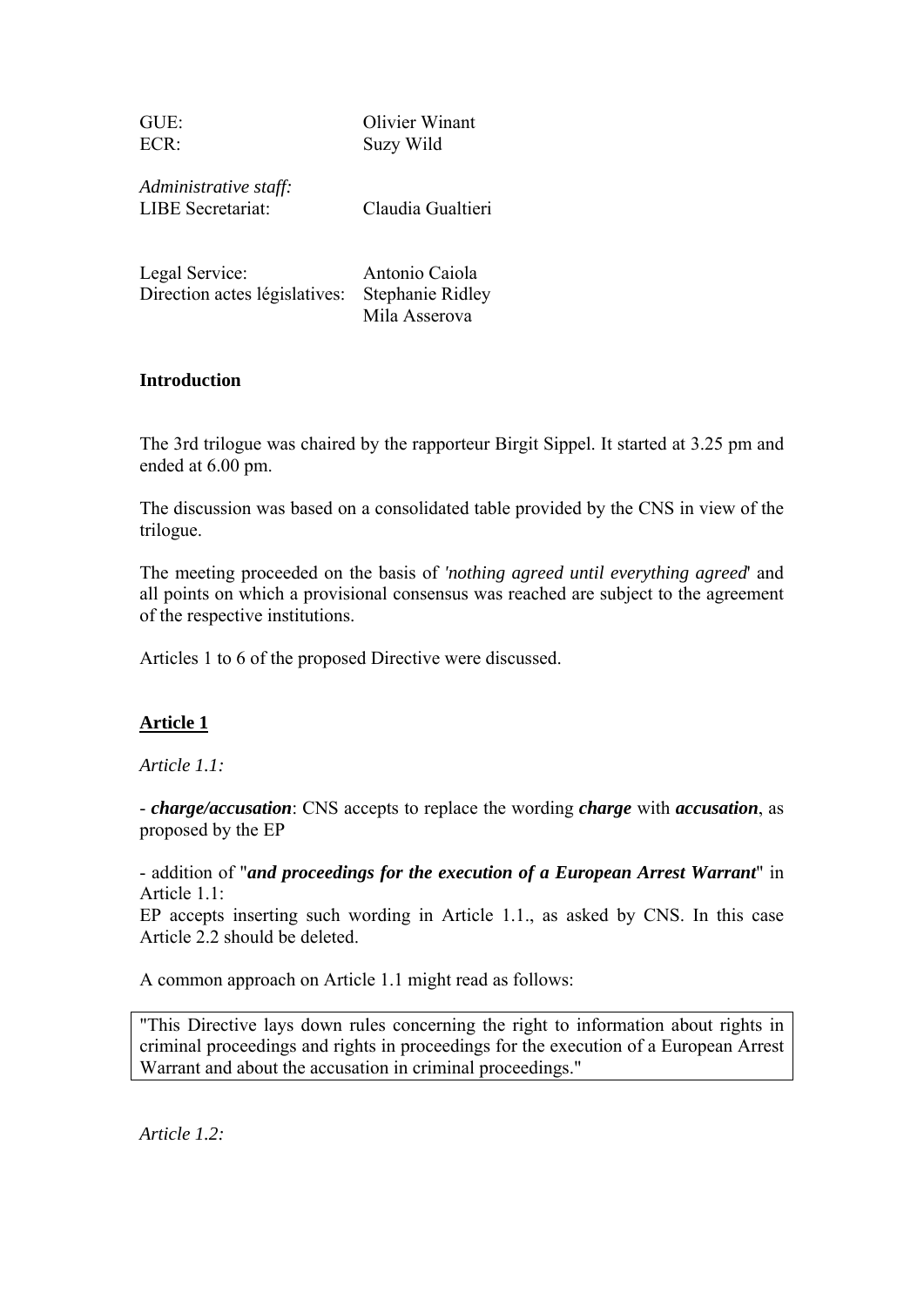| | |
|---|---|
| GUE: | Olivier Winant |
| ECR: | Suzy Wild |

*Administrative staff:*

| | |
|---|---|
| LIBE Secretariat: | Claudia Gualtieri |
| Legal Service: | Antonio Caiola |
| Direction actes législatives: | Stephanie Ridley |
| | Mila Asserova |

**Introduction**

The 3rd trilogue was chaired by the rapporteur Birgit Sippel. It started at 3.25 pm and ended at 6.00 pm.

The discussion was based on a consolidated table provided by the CNS in view of the trilogue.

The meeting proceeded on the basis of *'nothing agreed until everything agreed*' and all points on which a provisional consensus was reached are subject to the agreement of the respective institutions.

Articles 1 to 6 of the proposed Directive were discussed.

**Article 1**

*Article 1.1:*

- ***charge/accusation***: CNS accepts to replace the wording ***charge*** with ***accusation***, as proposed by the EP

- addition of "***and proceedings for the execution of a European Arrest Warrant***" in Article 1.1:
EP accepts inserting such wording in Article 1.1., as asked by CNS. In this case Article 2.2 should be deleted.

A common approach on Article 1.1 might read as follows:

> "This Directive lays down rules concerning the right to information about rights in criminal proceedings and rights in proceedings for the execution of a European Arrest Warrant and about the accusation in criminal proceedings."

*Article 1.2:*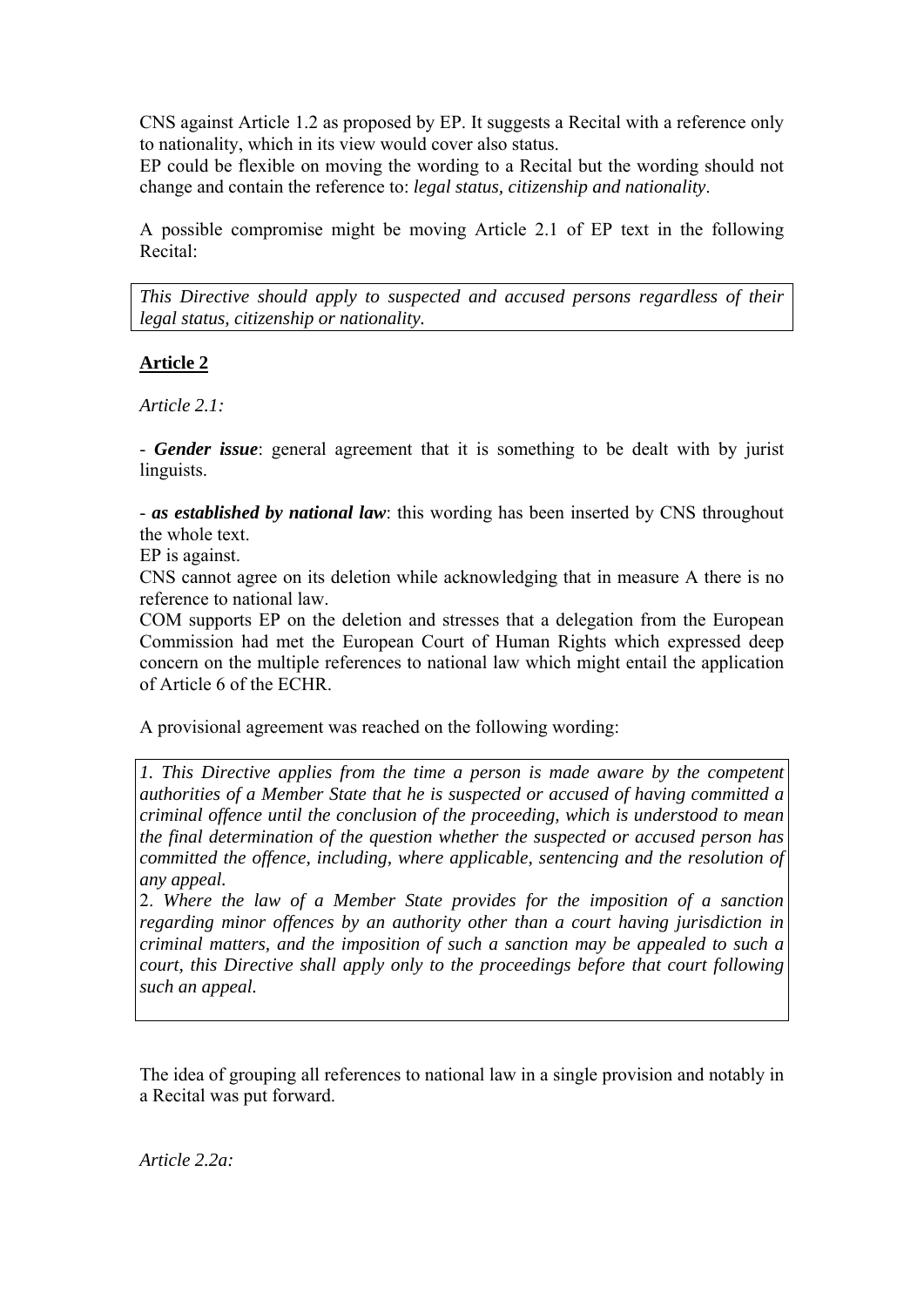CNS against Article 1.2 as proposed by EP. It suggests a Recital with a reference only to nationality, which in its view would cover also status.

EP could be flexible on moving the wording to a Recital but the wording should not change and contain the reference to: *legal status, citizenship and nationality*.

A possible compromise might be moving Article 2.1 of EP text in the following Recital:

> *This Directive should apply to suspected and accused persons regardless of their legal status, citizenship or nationality.*

**Article 2**

*Article 2.1:*

- ***Gender issue***: general agreement that it is something to be dealt with by jurist linguists.

- ***as established by national law***: this wording has been inserted by CNS throughout the whole text.

EP is against.

CNS cannot agree on its deletion while acknowledging that in measure A there is no reference to national law.

COM supports EP on the deletion and stresses that a delegation from the European Commission had met the European Court of Human Rights which expressed deep concern on the multiple references to national law which might entail the application of Article 6 of the ECHR.

A provisional agreement was reached on the following wording:

> *1. This Directive applies from the time a person is made aware by the competent authorities of a Member State that he is suspected or accused of having committed a criminal offence until the conclusion of the proceeding, which is understood to mean the final determination of the question whether the suspected or accused person has committed the offence, including, where applicable, sentencing and the resolution of any appeal.*
>
> 2. *Where the law of a Member State provides for the imposition of a sanction regarding minor offences by an authority other than a court having jurisdiction in criminal matters, and the imposition of such a sanction may be appealed to such a court, this Directive shall apply only to the proceedings before that court following such an appeal.*

The idea of grouping all references to national law in a single provision and notably in a Recital was put forward.

*Article 2.2a:*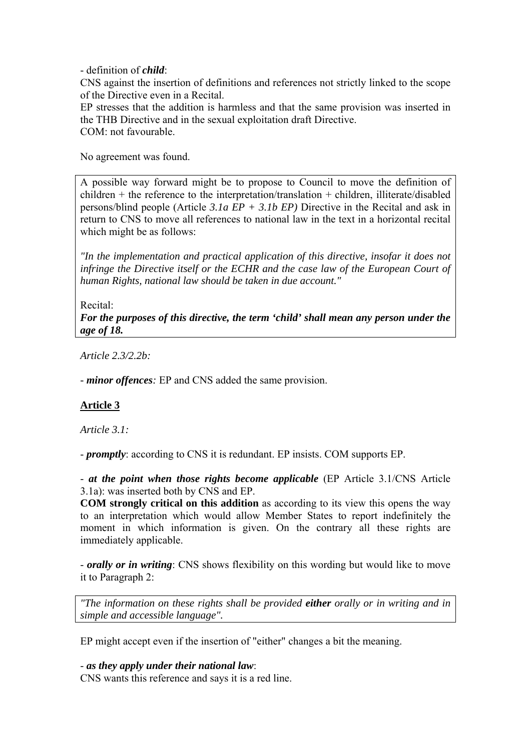- definition of ***child***:

CNS against the insertion of definitions and references not strictly linked to the scope of the Directive even in a Recital.

EP stresses that the addition is harmless and that the same provision was inserted in the THB Directive and in the sexual exploitation draft Directive.

COM: not favourable.

No agreement was found.

> A possible way forward might be to propose to Council to move the definition of children + the reference to the interpretation/translation + children, illiterate/disabled persons/blind people (Article *3.1a EP + 3.1b EP)* Directive in the Recital and ask in return to CNS to move all references to national law in the text in a horizontal recital which might be as follows:
>
> *"In the implementation and practical application of this directive, insofar it does not infringe the Directive itself or the ECHR and the case law of the European Court of human Rights, national law should be taken in due account."*
>
> Recital:
>
> ***For the purposes of this directive, the term 'child' shall mean any person under the age of 18.***

*Article 2.3/2.2b:*

- ***minor offences****:* EP and CNS added the same provision.

## Article 3

*Article 3.1:*

- ***promptly***: according to CNS it is redundant. EP insists. COM supports EP.

- ***at the point when those rights become applicable*** (EP Article 3.1/CNS Article 3.1a): was inserted both by CNS and EP.

**COM strongly critical on this addition** as according to its view this opens the way to an interpretation which would allow Member States to report indefinitely the moment in which information is given. On the contrary all these rights are immediately applicable.

- ***orally or in writing***: CNS shows flexibility on this wording but would like to move it to Paragraph 2:

> *"The information on these rights shall be provided* ***either*** *orally or in writing and in simple and accessible language".*

EP might accept even if the insertion of "either" changes a bit the meaning.

- ***as they apply under their national law***:

CNS wants this reference and says it is a red line.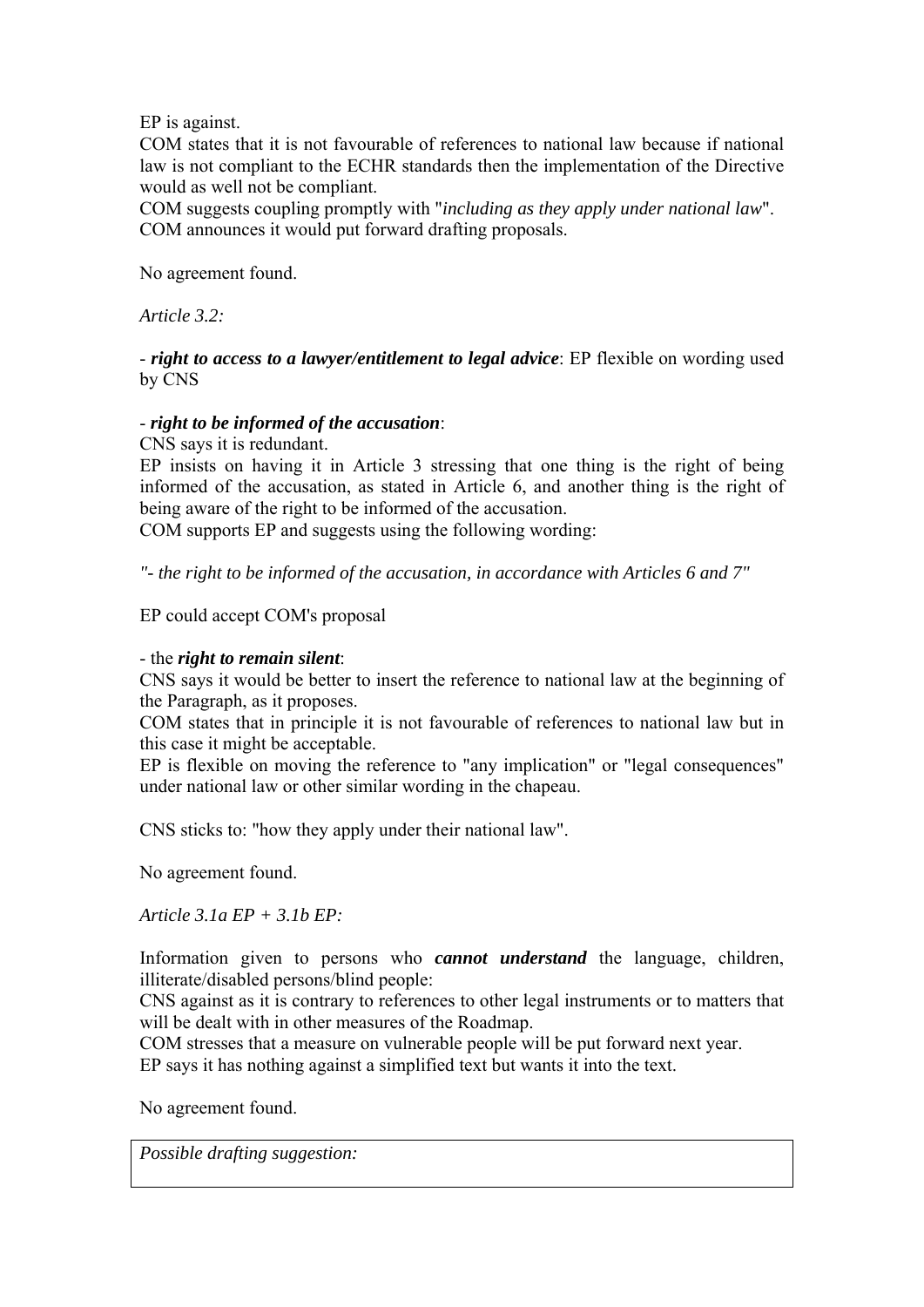EP is against.
COM states that it is not favourable of references to national law because if national law is not compliant to the ECHR standards then the implementation of the Directive would as well not be compliant.
COM suggests coupling promptly with "*including as they apply under national law*".
COM announces it would put forward drafting proposals.

No agreement found.

*Article 3.2:*

- ***right to access to a lawyer/entitlement to legal advice***: EP flexible on wording used by CNS

- ***right to be informed of the accusation***:
CNS says it is redundant.
EP insists on having it in Article 3 stressing that one thing is the right of being informed of the accusation, as stated in Article 6, and another thing is the right of being aware of the right to be informed of the accusation.
COM supports EP and suggests using the following wording:

*"- the right to be informed of the accusation, in accordance with Articles 6 and 7"*

EP could accept COM's proposal

- the ***right to remain silent***:
CNS says it would be better to insert the reference to national law at the beginning of the Paragraph, as it proposes.
COM states that in principle it is not favourable of references to national law but in this case it might be acceptable.
EP is flexible on moving the reference to "any implication" or "legal consequences" under national law or other similar wording in the chapeau.

CNS sticks to: "how they apply under their national law".

No agreement found.

*Article 3.1a EP + 3.1b EP:*

Information given to persons who ***cannot understand*** the language, children, illiterate/disabled persons/blind people:
CNS against as it is contrary to references to other legal instruments or to matters that will be dealt with in other measures of the Roadmap.
COM stresses that a measure on vulnerable people will be put forward next year.
EP says it has nothing against a simplified text but wants it into the text.

No agreement found.

| *Possible drafting suggestion:* |
|---|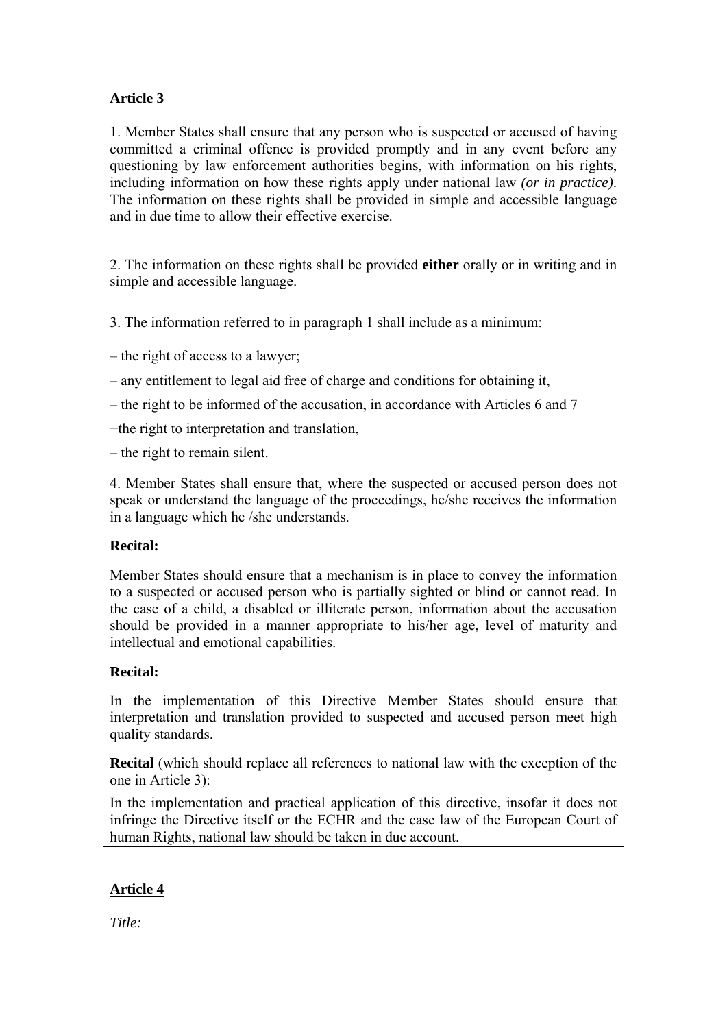**Article 3**

1. Member States shall ensure that any person who is suspected or accused of having committed a criminal offence is provided promptly and in any event before any questioning by law enforcement authorities begins, with information on his rights, including information on how these rights apply under national law *(or in practice)*. The information on these rights shall be provided in simple and accessible language and in due time to allow their effective exercise.

2. The information on these rights shall be provided **either** orally or in writing and in simple and accessible language.

3. The information referred to in paragraph 1 shall include as a minimum:

– the right of access to a lawyer;

– any entitlement to legal aid free of charge and conditions for obtaining it,

– the right to be informed of the accusation, in accordance with Articles 6 and 7

−the right to interpretation and translation,

– the right to remain silent.

4. Member States shall ensure that, where the suspected or accused person does not speak or understand the language of the proceedings, he/she receives the information in a language which he /she understands.

**Recital:**

Member States should ensure that a mechanism is in place to convey the information to a suspected or accused person who is partially sighted or blind or cannot read. In the case of a child, a disabled or illiterate person, information about the accusation should be provided in a manner appropriate to his/her age, level of maturity and intellectual and emotional capabilities.

**Recital:**

In the implementation of this Directive Member States should ensure that interpretation and translation provided to suspected and accused person meet high quality standards.

**Recital** (which should replace all references to national law with the exception of the one in Article 3):

In the implementation and practical application of this directive, insofar it does not infringe the Directive itself or the ECHR and the case law of the European Court of human Rights, national law should be taken in due account.

**Article 4**

*Title:*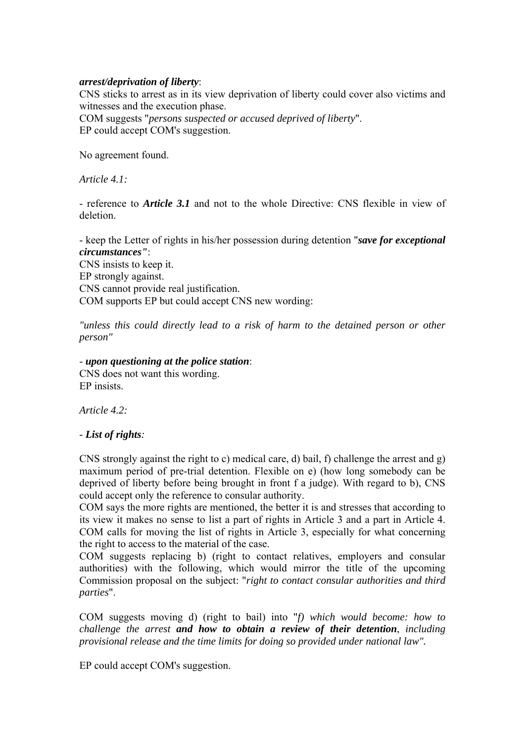***arrest/deprivation of liberty***:
CNS sticks to arrest as in its view deprivation of liberty could cover also victims and witnesses and the execution phase.
COM suggests "*persons suspected or accused deprived of liberty*".
EP could accept COM's suggestion.

No agreement found.

*Article 4.1:*

- reference to ***Article 3.1*** and not to the whole Directive: CNS flexible in view of deletion.

- keep the Letter of rights in his/her possession during detention "***save for exceptional circumstances"***:
CNS insists to keep it.
EP strongly against.
CNS cannot provide real justification.
COM supports EP but could accept CNS new wording:

*"unless this could directly lead to a risk of harm to the detained person or other person"*

- ***upon questioning at the police station***:
CNS does not want this wording.
EP insists.

*Article 4.2:*

- ***List of rights****:*

CNS strongly against the right to c) medical care, d) bail, f) challenge the arrest and g) maximum period of pre-trial detention. Flexible on e) (how long somebody can be deprived of liberty before being brought in front f a judge). With regard to b), CNS could accept only the reference to consular authority.
COM says the more rights are mentioned, the better it is and stresses that according to its view it makes no sense to list a part of rights in Article 3 and a part in Article 4. COM calls for moving the list of rights in Article 3, especially for what concerning the right to access to the material of the case.
COM suggests replacing b) (right to contact relatives, employers and consular authorities) with the following, which would mirror the title of the upcoming Commission proposal on the subject: "*right to contact consular authorities and third parties*".

COM suggests moving d) (right to bail) into "*f) which would become: how to challenge the arrest* ***and how to obtain a review of their detention****, including provisional release and the time limits for doing so provided under national law".*

EP could accept COM's suggestion.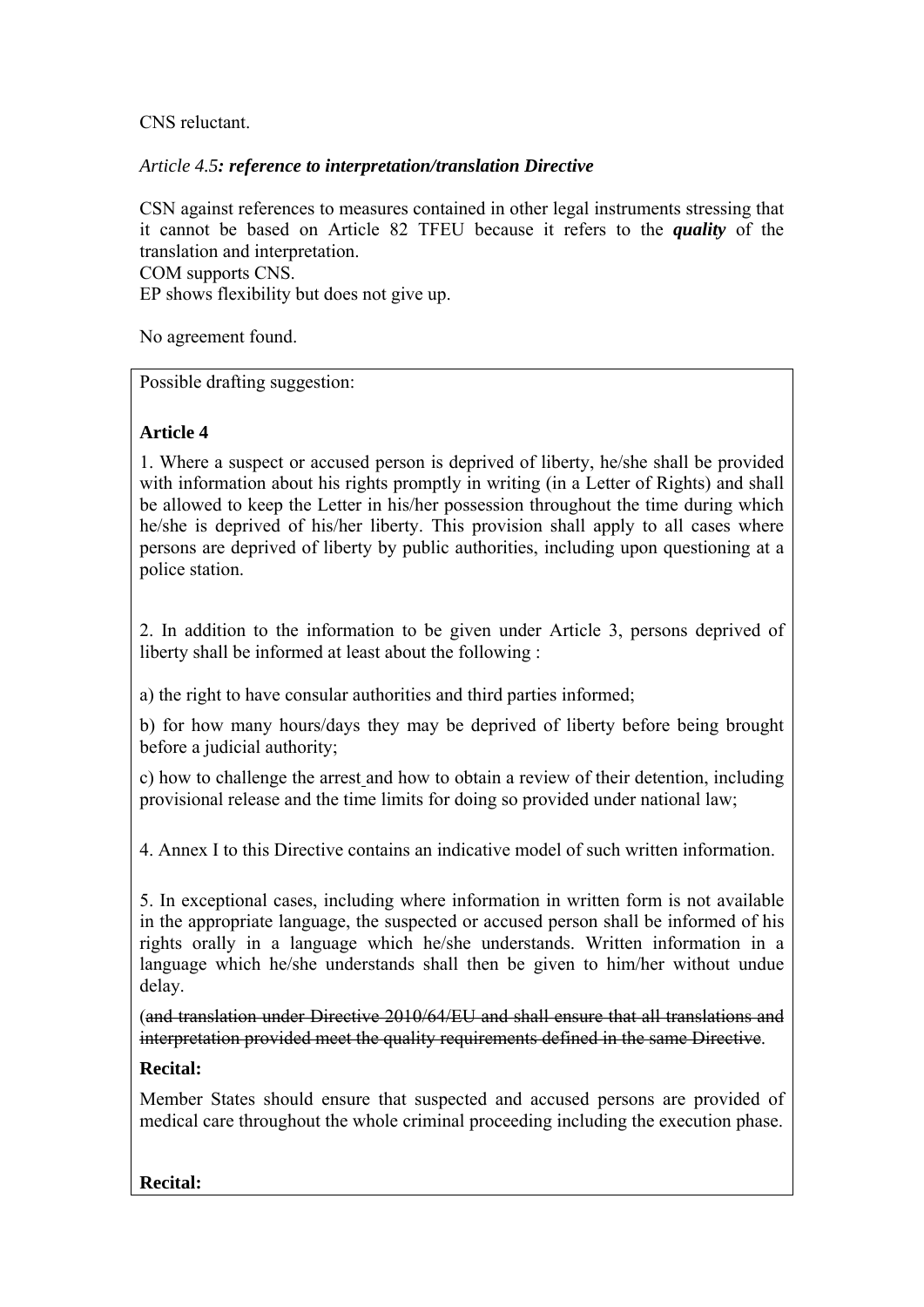CNS reluctant.

*Article 4.5**: reference to interpretation/translation Directive***

CSN against references to measures contained in other legal instruments stressing that it cannot be based on Article 82 TFEU because it refers to the ***quality*** of the translation and interpretation.
COM supports CNS.
EP shows flexibility but does not give up.

No agreement found.

Possible drafting suggestion:

**Article 4**

1. Where a suspect or accused person is deprived of liberty, he/she shall be provided with information about his rights promptly in writing (in a Letter of Rights) and shall be allowed to keep the Letter in his/her possession throughout the time during which he/she is deprived of his/her liberty. This provision shall apply to all cases where persons are deprived of liberty by public authorities, including upon questioning at a police station.

2. In addition to the information to be given under Article 3, persons deprived of liberty shall be informed at least about the following :

a) the right to have consular authorities and third parties informed;

b) for how many hours/days they may be deprived of liberty before being brought before a judicial authority;

c) how to challenge the arrest and how to obtain a review of their detention, including provisional release and the time limits for doing so provided under national law;

4. Annex I to this Directive contains an indicative model of such written information.

5. In exceptional cases, including where information in written form is not available in the appropriate language, the suspected or accused person shall be informed of his rights orally in a language which he/she understands. Written information in a language which he/she understands shall then be given to him/her without undue delay.

(~~and translation under Directive 2010/64/EU and shall ensure that all translations and interpretation provided meet the quality requirements defined in the same Directive~~.

**Recital:**

Member States should ensure that suspected and accused persons are provided of medical care throughout the whole criminal proceeding including the execution phase.

**Recital:**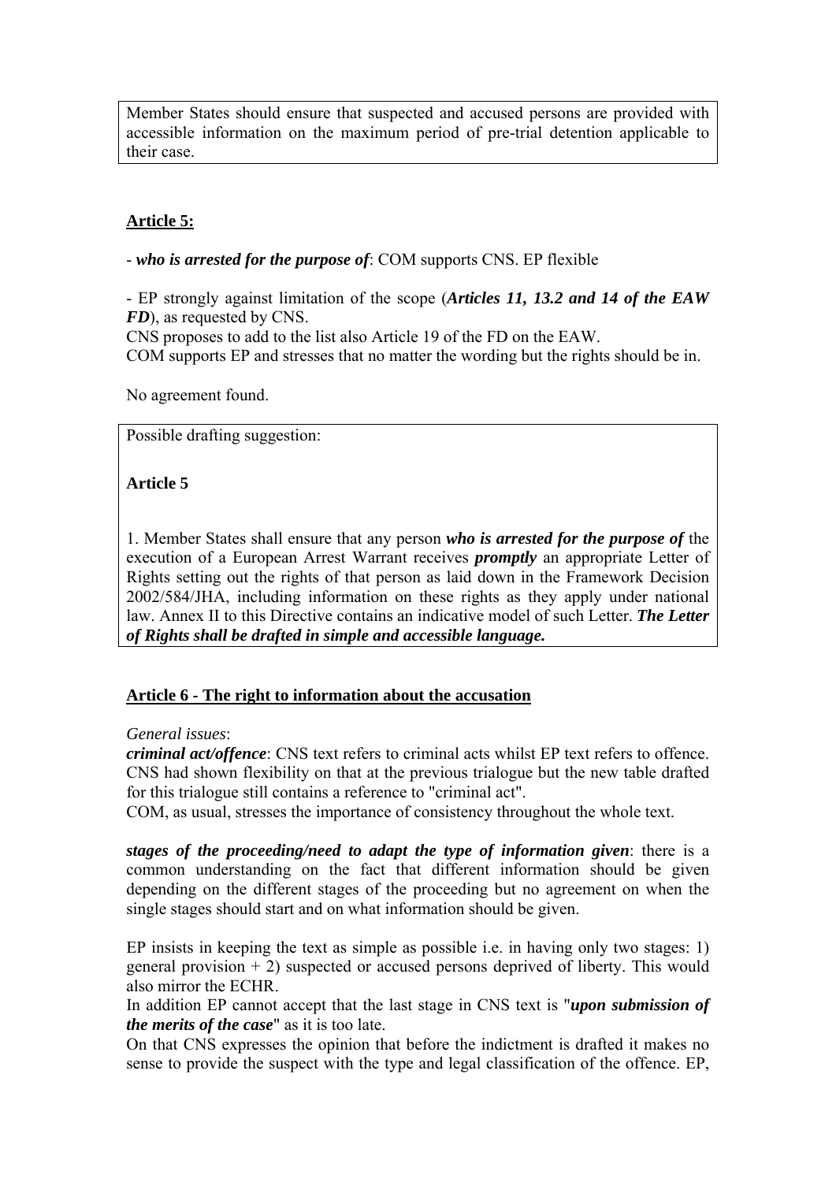Member States should ensure that suspected and accused persons are provided with accessible information on the maximum period of pre-trial detention applicable to their case.

**Article 5:**

- ***who is arrested for the purpose of***: COM supports CNS. EP flexible

- EP strongly against limitation of the scope (***Articles 11, 13.2 and 14 of the EAW FD***), as requested by CNS.
CNS proposes to add to the list also Article 19 of the FD on the EAW.
COM supports EP and stresses that no matter the wording but the rights should be in.

No agreement found.

Possible drafting suggestion:

**Article 5**

1. Member States shall ensure that any person ***who is arrested for the purpose of*** the execution of a European Arrest Warrant receives ***promptly*** an appropriate Letter of Rights setting out the rights of that person as laid down in the Framework Decision 2002/584/JHA, including information on these rights as they apply under national law. Annex II to this Directive contains an indicative model of such Letter. ***The Letter of Rights shall be drafted in simple and accessible language.***

**Article 6 - The right to information about the accusation**

*General issues*:
***criminal act/offence***: CNS text refers to criminal acts whilst EP text refers to offence. CNS had shown flexibility on that at the previous trialogue but the new table drafted for this trialogue still contains a reference to "criminal act".
COM, as usual, stresses the importance of consistency throughout the whole text.

***stages of the proceeding/need to adapt the type of information given***: there is a common understanding on the fact that different information should be given depending on the different stages of the proceeding but no agreement on when the single stages should start and on what information should be given.

EP insists in keeping the text as simple as possible i.e. in having only two stages: 1) general provision + 2) suspected or accused persons deprived of liberty. This would also mirror the ECHR.
In addition EP cannot accept that the last stage in CNS text is "***upon submission of the merits of the case***" as it is too late.
On that CNS expresses the opinion that before the indictment is drafted it makes no sense to provide the suspect with the type and legal classification of the offence. EP,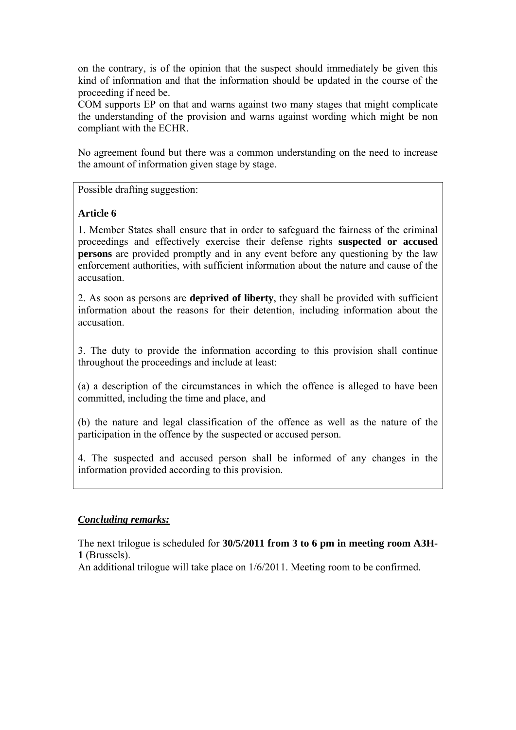on the contrary, is of the opinion that the suspect should immediately be given this kind of information and that the information should be updated in the course of the proceeding if need be.
COM supports EP on that and warns against two many stages that might complicate the understanding of the provision and warns against wording which might be non compliant with the ECHR.

No agreement found but there was a common understanding on the need to increase the amount of information given stage by stage.

Possible drafting suggestion:

**Article 6**

1. Member States shall ensure that in order to safeguard the fairness of the criminal proceedings and effectively exercise their defense rights **suspected or accused persons** are provided promptly and in any event before any questioning by the law enforcement authorities, with sufficient information about the nature and cause of the accusation.

2. As soon as persons are **deprived of liberty**, they shall be provided with sufficient information about the reasons for their detention, including information about the accusation.

3. The duty to provide the information according to this provision shall continue throughout the proceedings and include at least:

(a) a description of the circumstances in which the offence is alleged to have been committed, including the time and place, and

(b) the nature and legal classification of the offence as well as the nature of the participation in the offence by the suspected or accused person.

4. The suspected and accused person shall be informed of any changes in the information provided according to this provision.

***Concluding remarks:***

The next trilogue is scheduled for **30/5/2011 from 3 to 6 pm in meeting room A3H-1** (Brussels).
An additional trilogue will take place on 1/6/2011. Meeting room to be confirmed.